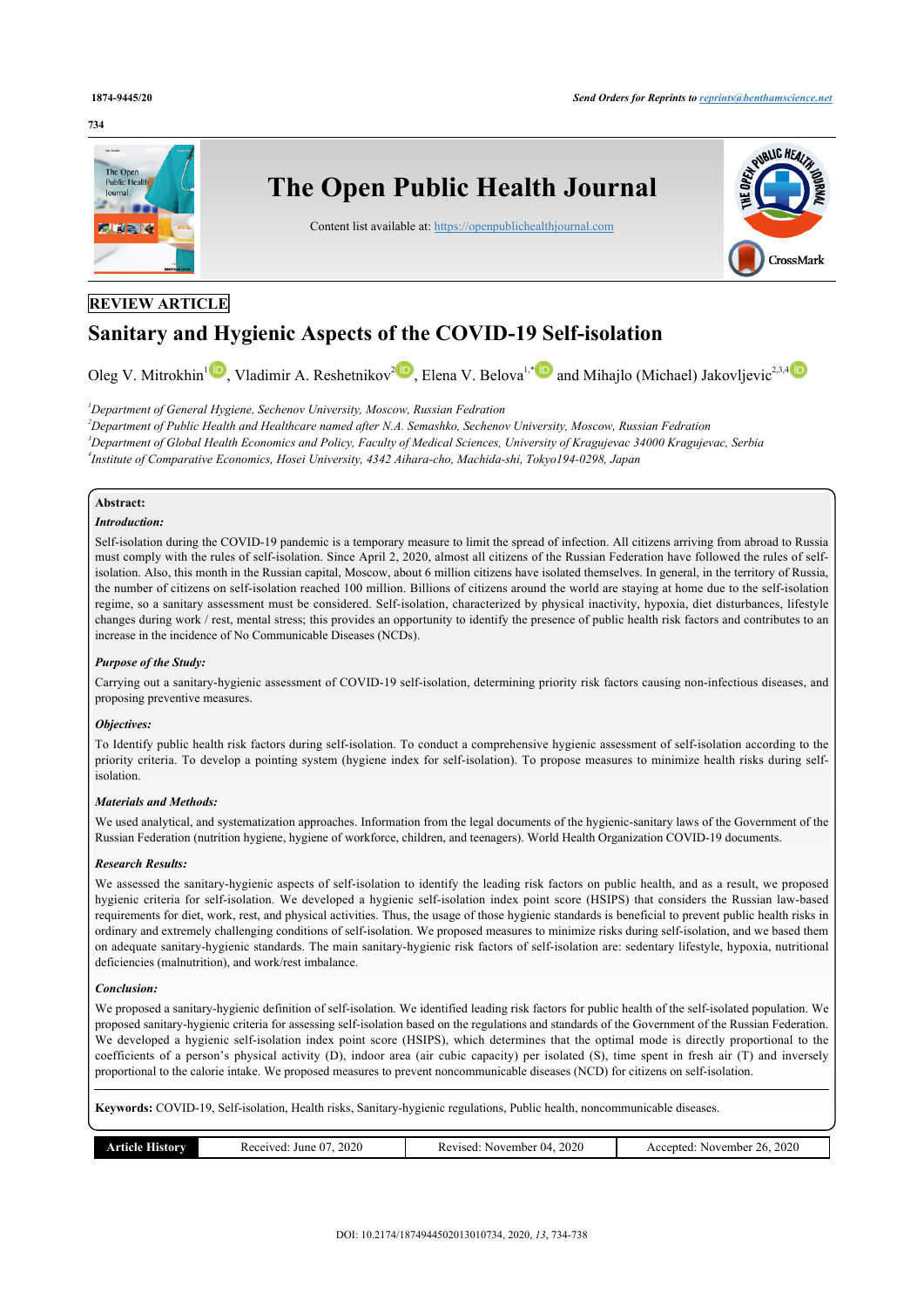REVIEW ARTICLE

# Sanitary and Hygienic Aspects of the COVID-19 Self-isolation

Oleg V. Mitrokhin[1], Vladimir A. Reshetnikov[2], Elena V. Belova[1,*] and Mihajlo (Michael) Jakovljevic[2,3,4]

[1]*Department of General Hygiene, Sechenov University, Moscow, Russian Fedration*
[2]*Department of Public Health and Healthcare named after N.A. Semashko, Sechenov University, Moscow, Russian Fedration*
[3]*Department of Global Health Economics and Policy, Faculty of Medical Sciences, University of Kragujevac 34000 Kragujevac, Serbia*
[4]*Institute of Comparative Economics, Hosei University, 4342 Aihara-cho, Machida-shi, Tokyo194-0298, Japan*

**Abstract:**

***Introduction:***

Self-isolation during the COVID-19 pandemic is a temporary measure to limit the spread of infection. All citizens arriving from abroad to Russia must comply with the rules of self-isolation. Since April 2, 2020, almost all citizens of the Russian Federation have followed the rules of self-isolation. Also, this month in the Russian capital, Moscow, about 6 million citizens have isolated themselves. In general, in the territory of Russia, the number of citizens on self-isolation reached 100 million. Billions of citizens around the world are staying at home due to the self-isolation regime, so a sanitary assessment must be considered. Self-isolation, characterized by physical inactivity, hypoxia, diet disturbances, lifestyle changes during work / rest, mental stress; this provides an opportunity to identify the presence of public health risk factors and contributes to an increase in the incidence of No Communicable Diseases (NCDs).

***Purpose of the Study:***

Carrying out a sanitary-hygienic assessment of COVID-19 self-isolation, determining priority risk factors causing non-infectious diseases, and proposing preventive measures.

***Objectives:***

To Identify public health risk factors during self-isolation. To conduct a comprehensive hygienic assessment of self-isolation according to the priority criteria. To develop a pointing system (hygiene index for self-isolation). To propose measures to minimize health risks during self-isolation.

***Materials and Methods:***

We used analytical, and systematization approaches. Information from the legal documents of the hygienic-sanitary laws of the Government of the Russian Federation (nutrition hygiene, hygiene of workforce, children, and teenagers). World Health Organization COVID-19 documents.

***Research Results:***

We assessed the sanitary-hygienic aspects of self-isolation to identify the leading risk factors on public health, and as a result, we proposed hygienic criteria for self-isolation. We developed a hygienic self-isolation index point score (HSIPS) that considers the Russian law-based requirements for diet, work, rest, and physical activities. Thus, the usage of those hygienic standards is beneficial to prevent public health risks in ordinary and extremely challenging conditions of self-isolation. We proposed measures to minimize risks during self-isolation, and we based them on adequate sanitary-hygienic standards. The main sanitary-hygienic risk factors of self-isolation are: sedentary lifestyle, hypoxia, nutritional deficiencies (malnutrition), and work/rest imbalance.

***Conclusion:***

We proposed a sanitary-hygienic definition of self-isolation. We identified leading risk factors for public health of the self-isolated population. We proposed sanitary-hygienic criteria for assessing self-isolation based on the regulations and standards of the Government of the Russian Federation. We developed a hygienic self-isolation index point score (HSIPS), which determines that the optimal mode is directly proportional to the coefficients of a person's physical activity (D), indoor area (air cubic capacity) per isolated (S), time spent in fresh air (T) and inversely proportional to the calorie intake. We proposed measures to prevent noncommunicable diseases (NCD) for citizens on self-isolation.

**Keywords:** COVID-19, Self-isolation, Health risks, Sanitary-hygienic regulations, Public health, noncommunicable diseases.

| Article History | Received: June 07, 2020 | Revised: November 04, 2020 | Accepted: November 26, 2020 |
|---|---|---|---|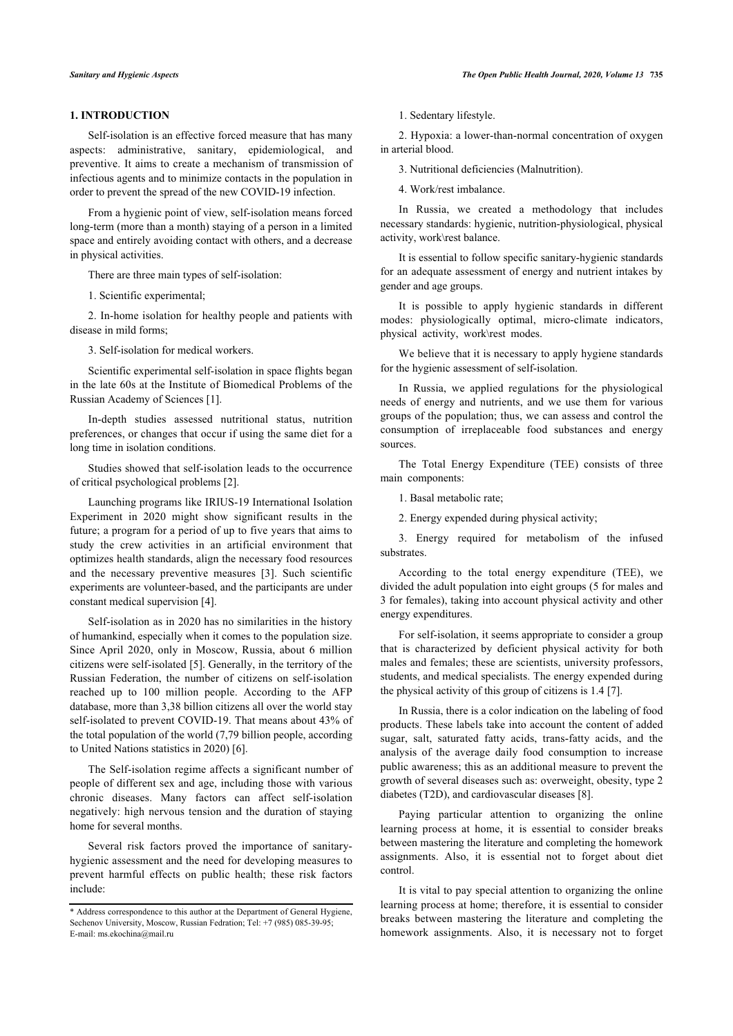## 1. INTRODUCTION

Self-isolation is an effective forced measure that has many aspects: administrative, sanitary, epidemiological, and preventive. It aims to create a mechanism of transmission of infectious agents and to minimize contacts in the population in order to prevent the spread of the new COVID-19 infection.

From a hygienic point of view, self-isolation means forced long-term (more than a month) staying of a person in a limited space and entirely avoiding contact with others, and a decrease in physical activities.

There are three main types of self-isolation:

1. Scientific experimental;
2. In-home isolation for healthy people and patients with disease in mild forms;
3. Self-isolation for medical workers.

Scientific experimental self-isolation in space flights began in the late 60s at the Institute of Biomedical Problems of the Russian Academy of Sciences [1].

In-depth studies assessed nutritional status, nutrition preferences, or changes that occur if using the same diet for a long time in isolation conditions.

Studies showed that self-isolation leads to the occurrence of critical psychological problems [2].

Launching programs like IRIUS-19 International Isolation Experiment in 2020 might show significant results in the future; a program for a period of up to five years that aims to study the crew activities in an artificial environment that optimizes health standards, align the necessary food resources and the necessary preventive measures [3]. Such scientific experiments are volunteer-based, and the participants are under constant medical supervision [4].

Self-isolation as in 2020 has no similarities in the history of humankind, especially when it comes to the population size. Since April 2020, only in Moscow, Russia, about 6 million citizens were self-isolated [5]. Generally, in the territory of the Russian Federation, the number of citizens on self-isolation reached up to 100 million people. According to the AFP database, more than 3,38 billion citizens all over the world stay self-isolated to prevent COVID-19. That means about 43% of the total population of the world (7,79 billion people, according to United Nations statistics in 2020) [6].

The Self-isolation regime affects a significant number of people of different sex and age, including those with various chronic diseases. Many factors can affect self-isolation negatively: high nervous tension and the duration of staying home for several months.

Several risk factors proved the importance of sanitary-hygienic assessment and the need for developing measures to prevent harmful effects on public health; these risk factors include:

1. Sedentary lifestyle.
2. Hypoxia: a lower-than-normal concentration of oxygen in arterial blood.
3. Nutritional deficiencies (Malnutrition).
4. Work/rest imbalance.

In Russia, we created a methodology that includes necessary standards: hygienic, nutrition-physiological, physical activity, work\rest balance.

It is essential to follow specific sanitary-hygienic standards for an adequate assessment of energy and nutrient intakes by gender and age groups.

It is possible to apply hygienic standards in different modes: physiologically optimal, micro-climate indicators, physical activity, work\rest modes.

We believe that it is necessary to apply hygiene standards for the hygienic assessment of self-isolation.

In Russia, we applied regulations for the physiological needs of energy and nutrients, and we use them for various groups of the population; thus, we can assess and control the consumption of irreplaceable food substances and energy sources.

The Total Energy Expenditure (TEE) consists of three main components:

1. Basal metabolic rate;
2. Energy expended during physical activity;
3. Energy required for metabolism of the infused substrates.

According to the total energy expenditure (TEE), we divided the adult population into eight groups (5 for males and 3 for females), taking into account physical activity and other energy expenditures.

For self-isolation, it seems appropriate to consider a group that is characterized by deficient physical activity for both males and females; these are scientists, university professors, students, and medical specialists. The energy expended during the physical activity of this group of citizens is 1.4 [7].

In Russia, there is a color indication on the labeling of food products. These labels take into account the content of added sugar, salt, saturated fatty acids, trans-fatty acids, and the analysis of the average daily food consumption to increase public awareness; this as an additional measure to prevent the growth of several diseases such as: overweight, obesity, type 2 diabetes (T2D), and cardiovascular diseases [8].

Paying particular attention to organizing the online learning process at home, it is essential to consider breaks between mastering the literature and completing the homework assignments. Also, it is essential not to forget about diet control.

It is vital to pay special attention to organizing the online learning process at home; therefore, it is essential to consider breaks between mastering the literature and completing the homework assignments. Also, it is necessary not to forget

* Address correspondence to this author at the Department of General Hygiene, Sechenov University, Moscow, Russian Fedration; Tel: +7 (985) 085-39-95; E-mail: ms.ekochina@mail.ru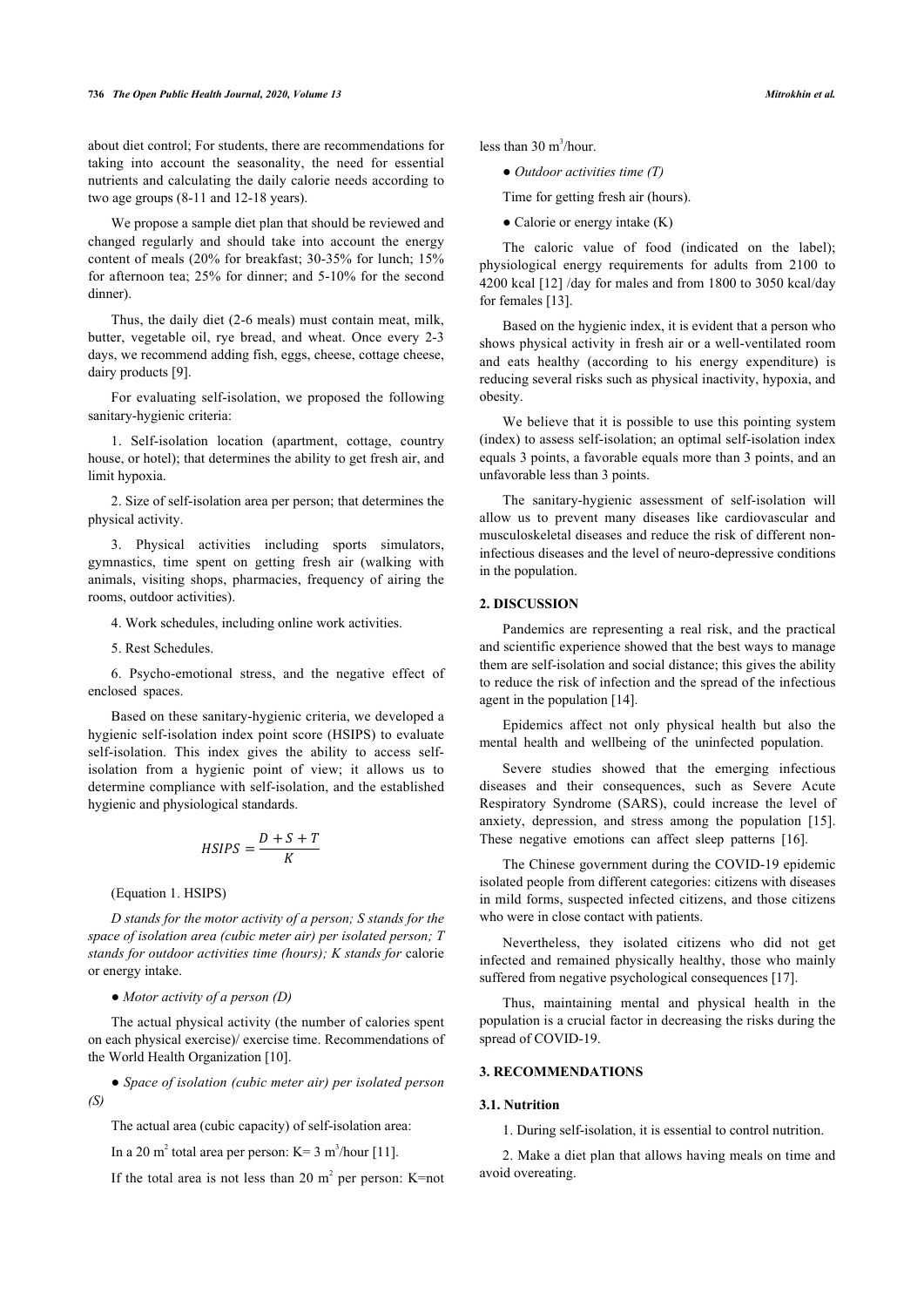about diet control; For students, there are recommendations for taking into account the seasonality, the need for essential nutrients and calculating the daily calorie needs according to two age groups (8-11 and 12-18 years).

We propose a sample diet plan that should be reviewed and changed regularly and should take into account the energy content of meals (20% for breakfast; 30-35% for lunch; 15% for afternoon tea; 25% for dinner; and 5-10% for the second dinner).

Thus, the daily diet (2-6 meals) must contain meat, milk, butter, vegetable oil, rye bread, and wheat. Once every 2-3 days, we recommend adding fish, eggs, cheese, cottage cheese, dairy products [9].

For evaluating self-isolation, we proposed the following sanitary-hygienic criteria:

1. Self-isolation location (apartment, cottage, country house, or hotel); that determines the ability to get fresh air, and limit hypoxia.

2. Size of self-isolation area per person; that determines the physical activity.

3. Physical activities including sports simulators, gymnastics, time spent on getting fresh air (walking with animals, visiting shops, pharmacies, frequency of airing the rooms, outdoor activities).

4. Work schedules, including online work activities.

5. Rest Schedules.

6. Psycho-emotional stress, and the negative effect of enclosed spaces.

Based on these sanitary-hygienic criteria, we developed a hygienic self-isolation index point score (HSIPS) to evaluate self-isolation. This index gives the ability to access self-isolation from a hygienic point of view; it allows us to determine compliance with self-isolation, and the established hygienic and physiological standards.

$$HSIPS = \frac{D + S + T}{K}$$

(Equation 1. HSIPS)

*D stands for the motor activity of a person; S stands for the space of isolation area (cubic meter air) per isolated person; T stands for outdoor activities time (hours); K stands for* calorie or energy intake.

- *Motor activity of a person (D)*

The actual physical activity (the number of calories spent on each physical exercise)/ exercise time. Recommendations of the World Health Organization [10].

- *Space of isolation (cubic meter air) per isolated person (S)*

The actual area (cubic capacity) of self-isolation area:

In a 20 $m^2$ total area per person: K= 3 $m^3$/hour [11].

If the total area is not less than 20 $m^2$ per person: K=not less than 30 $m^3$/hour.

- *Outdoor activities time (T)*

Time for getting fresh air (hours).

- Calorie or energy intake (K)

The caloric value of food (indicated on the label); physiological energy requirements for adults from 2100 to 4200 kcal [12] /day for males and from 1800 to 3050 kcal/day for females [13].

Based on the hygienic index, it is evident that a person who shows physical activity in fresh air or a well-ventilated room and eats healthy (according to his energy expenditure) is reducing several risks such as physical inactivity, hypoxia, and obesity.

We believe that it is possible to use this pointing system (index) to assess self-isolation; an optimal self-isolation index equals 3 points, a favorable equals more than 3 points, and an unfavorable less than 3 points.

The sanitary-hygienic assessment of self-isolation will allow us to prevent many diseases like cardiovascular and musculoskeletal diseases and reduce the risk of different non-infectious diseases and the level of neuro-depressive conditions in the population.

## 2. DISCUSSION

Pandemics are representing a real risk, and the practical and scientific experience showed that the best ways to manage them are self-isolation and social distance; this gives the ability to reduce the risk of infection and the spread of the infectious agent in the population [14].

Epidemics affect not only physical health but also the mental health and wellbeing of the uninfected population.

Severe studies showed that the emerging infectious diseases and their consequences, such as Severe Acute Respiratory Syndrome (SARS), could increase the level of anxiety, depression, and stress among the population [15]. These negative emotions can affect sleep patterns [16].

The Chinese government during the COVID-19 epidemic isolated people from different categories: citizens with diseases in mild forms, suspected infected citizens, and those citizens who were in close contact with patients.

Nevertheless, they isolated citizens who did not get infected and remained physically healthy, those who mainly suffered from negative psychological consequences [17].

Thus, maintaining mental and physical health in the population is a crucial factor in decreasing the risks during the spread of COVID-19.

## 3. RECOMMENDATIONS

### 3.1. Nutrition

1. During self-isolation, it is essential to control nutrition.

2. Make a diet plan that allows having meals on time and avoid overeating.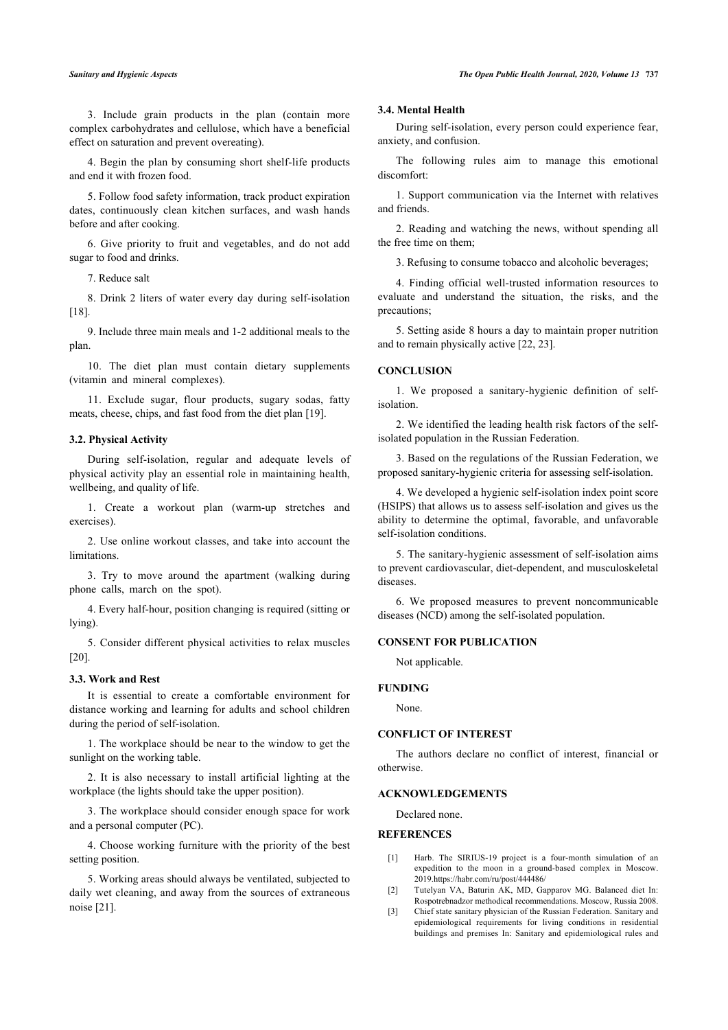3. Include grain products in the plan (contain more complex carbohydrates and cellulose, which have a beneficial effect on saturation and prevent overeating).

4. Begin the plan by consuming short shelf-life products and end it with frozen food.

5. Follow food safety information, track product expiration dates, continuously clean kitchen surfaces, and wash hands before and after cooking.

6. Give priority to fruit and vegetables, and do not add sugar to food and drinks.

7. Reduce salt

8. Drink 2 liters of water every day during self-isolation [18].

9. Include three main meals and 1-2 additional meals to the plan.

10. The diet plan must contain dietary supplements (vitamin and mineral complexes).

11. Exclude sugar, flour products, sugary sodas, fatty meats, cheese, chips, and fast food from the diet plan [19].

### 3.2. Physical Activity

During self-isolation, regular and adequate levels of physical activity play an essential role in maintaining health, wellbeing, and quality of life.

1. Create a workout plan (warm-up stretches and exercises).

2. Use online workout classes, and take into account the limitations.

3. Try to move around the apartment (walking during phone calls, march on the spot).

4. Every half-hour, position changing is required (sitting or lying).

5. Consider different physical activities to relax muscles [20].

### 3.3. Work and Rest

It is essential to create a comfortable environment for distance working and learning for adults and school children during the period of self-isolation.

1. The workplace should be near to the window to get the sunlight on the working table.

2. It is also necessary to install artificial lighting at the workplace (the lights should take the upper position).

3. The workplace should consider enough space for work and a personal computer (PC).

4. Choose working furniture with the priority of the best setting position.

5. Working areas should always be ventilated, subjected to daily wet cleaning, and away from the sources of extraneous noise [21].

### 3.4. Mental Health

During self-isolation, every person could experience fear, anxiety, and confusion.

The following rules aim to manage this emotional discomfort:

1. Support communication via the Internet with relatives and friends.

2. Reading and watching the news, without spending all the free time on them;

3. Refusing to consume tobacco and alcoholic beverages;

4. Finding official well-trusted information resources to evaluate and understand the situation, the risks, and the precautions;

5. Setting aside 8 hours a day to maintain proper nutrition and to remain physically active [22, 23].

## CONCLUSION

1. We proposed a sanitary-hygienic definition of self-isolation.

2. We identified the leading health risk factors of the self-isolated population in the Russian Federation.

3. Based on the regulations of the Russian Federation, we proposed sanitary-hygienic criteria for assessing self-isolation.

4. We developed a hygienic self-isolation index point score (HSIPS) that allows us to assess self-isolation and gives us the ability to determine the optimal, favorable, and unfavorable self-isolation conditions.

5. The sanitary-hygienic assessment of self-isolation aims to prevent cardiovascular, diet-dependent, and musculoskeletal diseases.

6. We proposed measures to prevent noncommunicable diseases (NCD) among the self-isolated population.

## CONSENT FOR PUBLICATION

Not applicable.

## FUNDING

None.

## CONFLICT OF INTEREST

The authors declare no conflict of interest, financial or otherwise.

## ACKNOWLEDGEMENTS

Declared none.

## REFERENCES

[1] Harb. The SIRIUS-19 project is a four-month simulation of an expedition to the moon in a ground-based complex in Moscow. 2019.https://habr.com/ru/post/444486/

[2] Tutelyan VA, Baturin AK, MD, Gapparov MG. Balanced diet In: Rospotrebnadzor methodical recommendations. Moscow, Russia 2008.

[3] Chief state sanitary physician of the Russian Federation. Sanitary and epidemiological requirements for living conditions in residential buildings and premises In: Sanitary and epidemiological rules and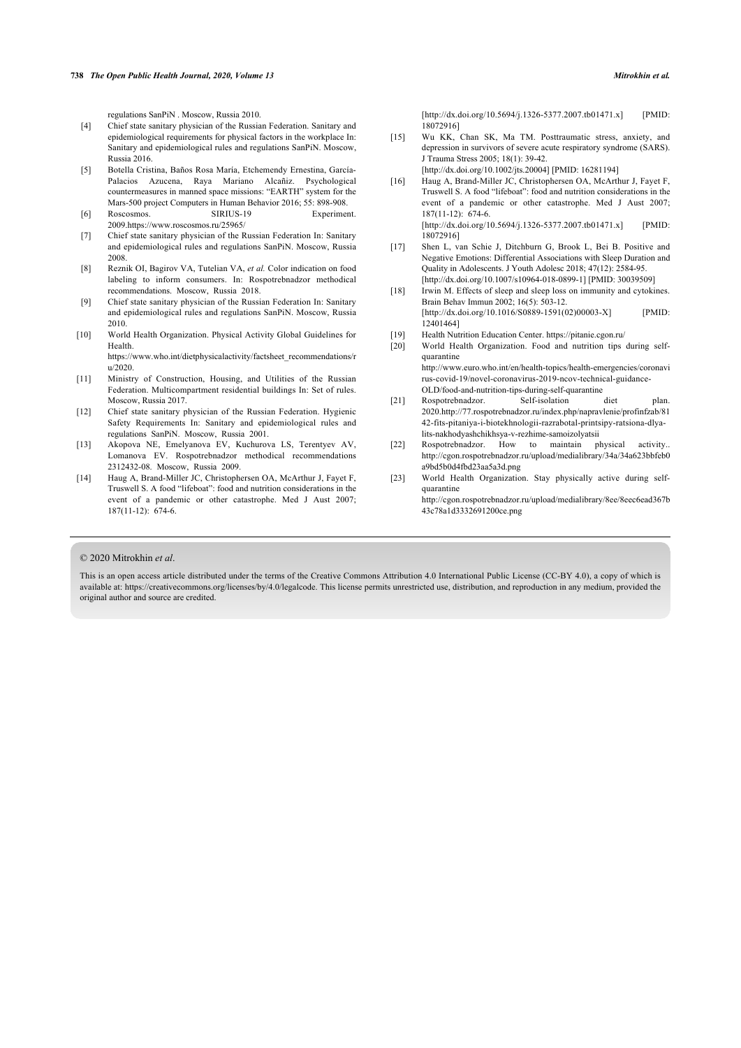regulations SanPiN . Moscow, Russia 2010.

[4] Chief state sanitary physician of the Russian Federation. Sanitary and epidemiological requirements for physical factors in the workplace In: Sanitary and epidemiological rules and regulations SanPiN. Moscow, Russia 2016.

[5] Botella Cristina, Baños Rosa María, Etchemendy Ernestina, García-Palacios Azucena, Raya Mariano Alcañiz. Psychological countermeasures in manned space missions: "EARTH" system for the Mars-500 project Computers in Human Behavior 2016; 55: 898-908.

[6] Roscosmos. SIRIUS-19 Experiment. 2009.https://www.roscosmos.ru/25965/

[7] Chief state sanitary physician of the Russian Federation In: Sanitary and epidemiological rules and regulations SanPiN. Moscow, Russia 2008.

[8] Reznik OI, Bagirov VA, Tutelian VA, *et al.* Color indication on food labeling to inform consumers. In: Rospotrebnadzor methodical recommendations. Moscow, Russia 2018.

[9] Chief state sanitary physician of the Russian Federation In: Sanitary and epidemiological rules and regulations SanPiN. Moscow, Russia 2010.

[10] World Health Organization. Physical Activity Global Guidelines for Health. https://www.who.int/dietphysicalactivity/factsheet_recommendations/ru/2020.

[11] Ministry of Construction, Housing, and Utilities of the Russian Federation. Multicompartment residential buildings In: Set of rules. Moscow, Russia 2017.

[12] Chief state sanitary physician of the Russian Federation. Hygienic Safety Requirements In: Sanitary and epidemiological rules and regulations SanPiN. Moscow, Russia 2001.

[13] Akopova NE, Emelyanova EV, Kuchurova LS, Terentyev AV, Lomanova EV. Rospotrebnadzor methodical recommendations 2312432-08. Moscow, Russia 2009.

[14] Haug A, Brand-Miller JC, Christophersen OA, McArthur J, Fayet F, Truswell S. A food "lifeboat": food and nutrition considerations in the event of a pandemic or other catastrophe. Med J Aust 2007; 187(11-12): 674-6. [http://dx.doi.org/10.5694/j.1326-5377.2007.tb01471.x] [PMID: 18072916]

[15] Wu KK, Chan SK, Ma TM. Posttraumatic stress, anxiety, and depression in survivors of severe acute respiratory syndrome (SARS). J Trauma Stress 2005; 18(1): 39-42. [http://dx.doi.org/10.1002/jts.20004] [PMID: 16281194]

[16] Haug A, Brand-Miller JC, Christophersen OA, McArthur J, Fayet F, Truswell S. A food "lifeboat": food and nutrition considerations in the event of a pandemic or other catastrophe. Med J Aust 2007; 187(11-12): 674-6. [http://dx.doi.org/10.5694/j.1326-5377.2007.tb01471.x] [PMID: 18072916]

[17] Shen L, van Schie J, Ditchburn G, Brook L, Bei B. Positive and Negative Emotions: Differential Associations with Sleep Duration and Quality in Adolescents. J Youth Adolesc 2018; 47(12): 2584-95. [http://dx.doi.org/10.1007/s10964-018-0899-1] [PMID: 30039509]

[18] Irwin M. Effects of sleep and sleep loss on immunity and cytokines. Brain Behav Immun 2002; 16(5): 503-12. [http://dx.doi.org/10.1016/S0889-1591(02)00003-X] [PMID: 12401464]

[19] Health Nutrition Education Center. https://pitanie.cgon.ru/

[20] World Health Organization. Food and nutrition tips during self-quarantine http://www.euro.who.int/en/health-topics/health-emergencies/coronavirus-covid-19/novel-coronavirus-2019-ncov-technical-guidance-OLD/food-and-nutrition-tips-during-self-quarantine

[21] Rospotrebnadzor. Self-isolation diet plan. 2020.http://77.rospotrebnadzor.ru/index.php/napravlenie/profinfzab/8142-fits-pitaniya-i-biotekhnologii-razrabotal-printsipy-ratsiona-dlya-lits-nakhodyashchikhsya-v-rezhime-samoizolyatsii

[22] Rospotrebnadzor. How to maintain physical activity.. http://cgon.rospotrebnadzor.ru/upload/medialibrary/34a/34a623bbfeb0a9bd5b0d4fbd23aa5a3d.png

[23] World Health Organization. Stay physically active during self-quarantine http://cgon.rospotrebnadzor.ru/upload/medialibrary/8ee/8eec6ead367b43c78a1d3332691200ce.png

© 2020 Mitrokhin *et al*.

This is an open access article distributed under the terms of the Creative Commons Attribution 4.0 International Public License (CC-BY 4.0), a copy of which is available at: https://creativecommons.org/licenses/by/4.0/legalcode. This license permits unrestricted use, distribution, and reproduction in any medium, provided the original author and source are credited.